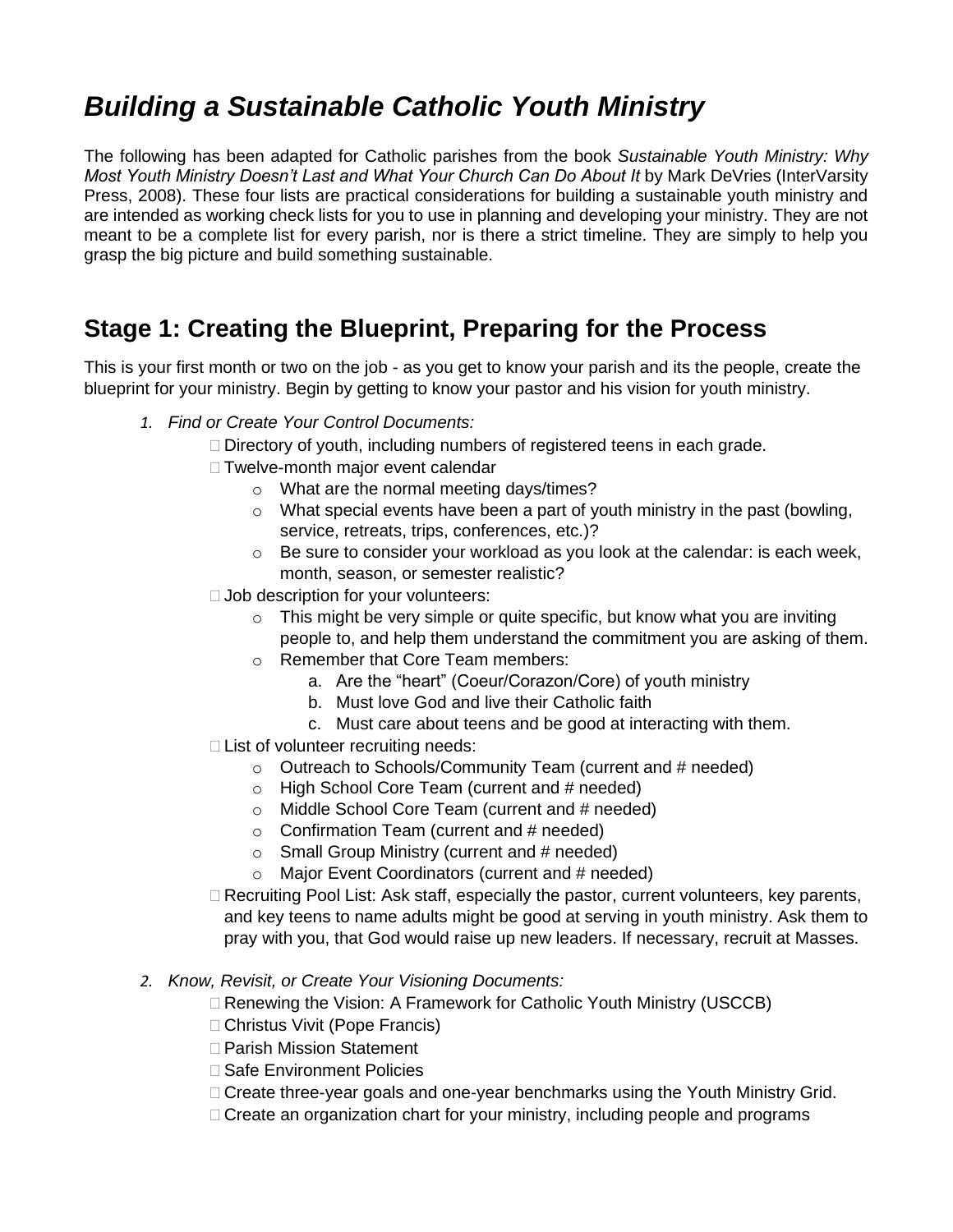# *Building a Sustainable Catholic Youth Ministry*

The following has been adapted for Catholic parishes from the book *Sustainable Youth Ministry: Why Most Youth Ministry Doesn't Last and What Your Church Can Do About It* by Mark DeVries (InterVarsity Press, 2008). These four lists are practical considerations for building a sustainable youth ministry and are intended as working check lists for you to use in planning and developing your ministry. They are not meant to be a complete list for every parish, nor is there a strict timeline. They are simply to help you grasp the big picture and build something sustainable.

## Stage 1: Creating the Blueprint, Preparing for the Process

This is your first month or two on the job - as you get to know your parish and its the people, create the blueprint for your ministry. Begin by getting to know your pastor and his vision for youth ministry.

1. *Find or Create Your Control Documents:*
   - ☐ Directory of youth, including numbers of registered teens in each grade.
   - ☐ Twelve-month major event calendar
     - What are the normal meeting days/times?
     - What special events have been a part of youth ministry in the past (bowling, service, retreats, trips, conferences, etc.)?
     - Be sure to consider your workload as you look at the calendar: is each week, month, season, or semester realistic?
   - ☐ Job description for your volunteers:
     - This might be very simple or quite specific, but know what you are inviting people to, and help them understand the commitment you are asking of them.
     - Remember that Core Team members:
       a. Are the "heart" (Coeur/Corazon/Core) of youth ministry
       b. Must love God and live their Catholic faith
       c. Must care about teens and be good at interacting with them.
   - ☐ List of volunteer recruiting needs:
     - Outreach to Schools/Community Team (current and # needed)
     - High School Core Team (current and # needed)
     - Middle School Core Team (current and # needed)
     - Confirmation Team (current and # needed)
     - Small Group Ministry (current and # needed)
     - Major Event Coordinators (current and # needed)
   - ☐ Recruiting Pool List: Ask staff, especially the pastor, current volunteers, key parents, and key teens to name adults might be good at serving in youth ministry. Ask them to pray with you, that God would raise up new leaders. If necessary, recruit at Masses.

2. *Know, Revisit, or Create Your Visioning Documents:*
   - ☐ Renewing the Vision: A Framework for Catholic Youth Ministry (USCCB)
   - ☐ Christus Vivit (Pope Francis)
   - ☐ Parish Mission Statement
   - ☐ Safe Environment Policies
   - ☐ Create three-year goals and one-year benchmarks using the Youth Ministry Grid.
   - ☐ Create an organization chart for your ministry, including people and programs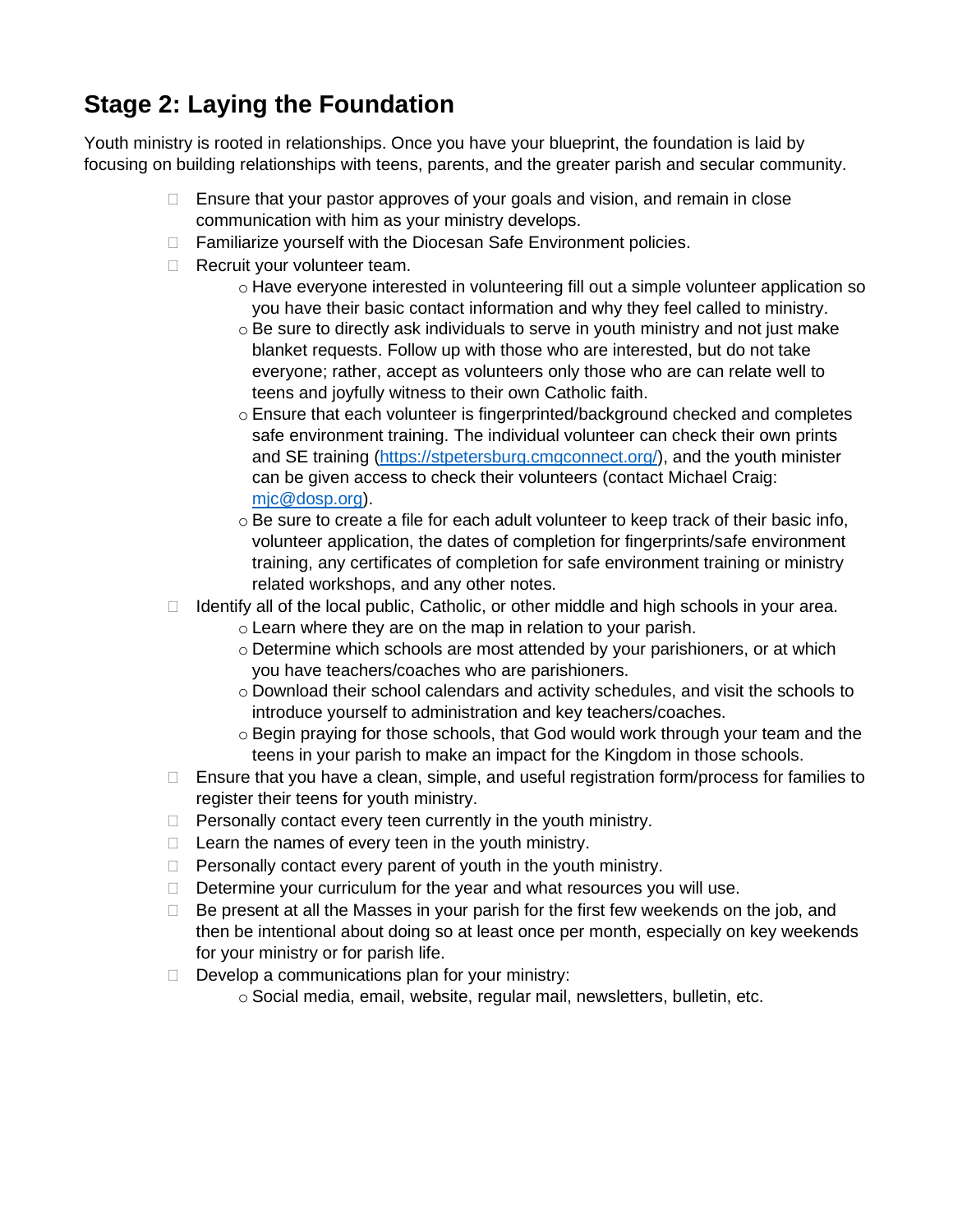## Stage 2: Laying the Foundation

Youth ministry is rooted in relationships. Once you have your blueprint, the foundation is laid by focusing on building relationships with teens, parents, and the greater parish and secular community.

- Ensure that your pastor approves of your goals and vision, and remain in close communication with him as your ministry develops.
- Familiarize yourself with the Diocesan Safe Environment policies.
- Recruit your volunteer team.
    - Have everyone interested in volunteering fill out a simple volunteer application so you have their basic contact information and why they feel called to ministry.
    - Be sure to directly ask individuals to serve in youth ministry and not just make blanket requests. Follow up with those who are interested, but do not take everyone; rather, accept as volunteers only those who are can relate well to teens and joyfully witness to their own Catholic faith.
    - Ensure that each volunteer is fingerprinted/background checked and completes safe environment training. The individual volunteer can check their own prints and SE training ([https://stpetersburg.cmgconnect.org/](https://stpetersburg.cmgconnect.org/)), and the youth minister can be given access to check their volunteers (contact Michael Craig: [mjc@dosp.org](mailto:mjc@dosp.org)).
    - Be sure to create a file for each adult volunteer to keep track of their basic info, volunteer application, the dates of completion for fingerprints/safe environment training, any certificates of completion for safe environment training or ministry related workshops, and any other notes.
- Identify all of the local public, Catholic, or other middle and high schools in your area.
    - Learn where they are on the map in relation to your parish.
    - Determine which schools are most attended by your parishioners, or at which you have teachers/coaches who are parishioners.
    - Download their school calendars and activity schedules, and visit the schools to introduce yourself to administration and key teachers/coaches.
    - Begin praying for those schools, that God would work through your team and the teens in your parish to make an impact for the Kingdom in those schools.
- Ensure that you have a clean, simple, and useful registration form/process for families to register their teens for youth ministry.
- Personally contact every teen currently in the youth ministry.
- Learn the names of every teen in the youth ministry.
- Personally contact every parent of youth in the youth ministry.
- Determine your curriculum for the year and what resources you will use.
- Be present at all the Masses in your parish for the first few weekends on the job, and then be intentional about doing so at least once per month, especially on key weekends for your ministry or for parish life.
- Develop a communications plan for your ministry:
    - Social media, email, website, regular mail, newsletters, bulletin, etc.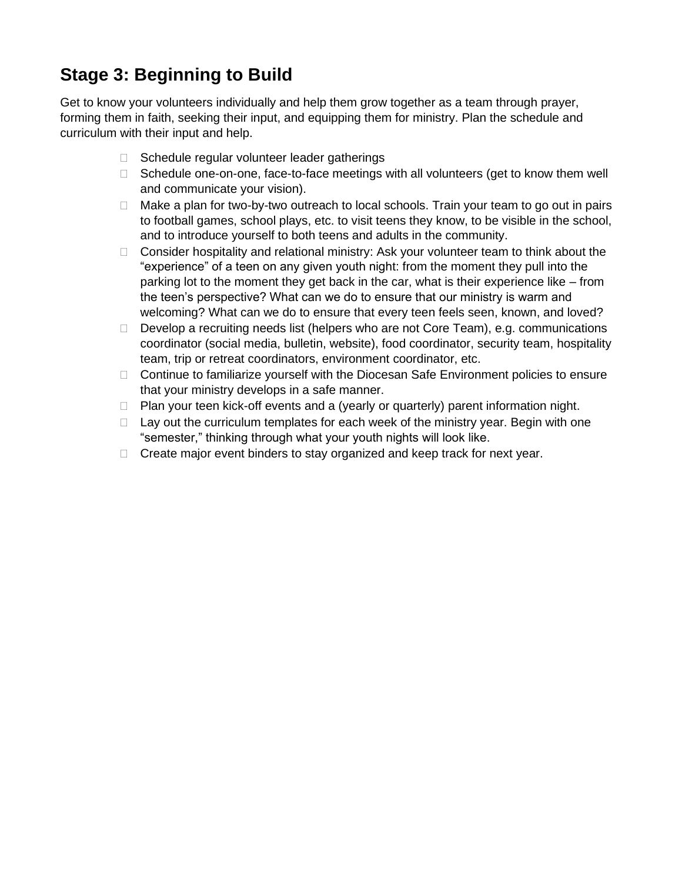## Stage 3: Beginning to Build

Get to know your volunteers individually and help them grow together as a team through prayer, forming them in faith, seeking their input, and equipping them for ministry. Plan the schedule and curriculum with their input and help.

- Schedule regular volunteer leader gatherings
- Schedule one-on-one, face-to-face meetings with all volunteers (get to know them well and communicate your vision).
- Make a plan for two-by-two outreach to local schools. Train your team to go out in pairs to football games, school plays, etc. to visit teens they know, to be visible in the school, and to introduce yourself to both teens and adults in the community.
- Consider hospitality and relational ministry: Ask your volunteer team to think about the "experience" of a teen on any given youth night: from the moment they pull into the parking lot to the moment they get back in the car, what is their experience like – from the teen's perspective? What can we do to ensure that our ministry is warm and welcoming? What can we do to ensure that every teen feels seen, known, and loved?
- Develop a recruiting needs list (helpers who are not Core Team), e.g. communications coordinator (social media, bulletin, website), food coordinator, security team, hospitality team, trip or retreat coordinators, environment coordinator, etc.
- Continue to familiarize yourself with the Diocesan Safe Environment policies to ensure that your ministry develops in a safe manner.
- Plan your teen kick-off events and a (yearly or quarterly) parent information night.
- Lay out the curriculum templates for each week of the ministry year. Begin with one "semester," thinking through what your youth nights will look like.
- Create major event binders to stay organized and keep track for next year.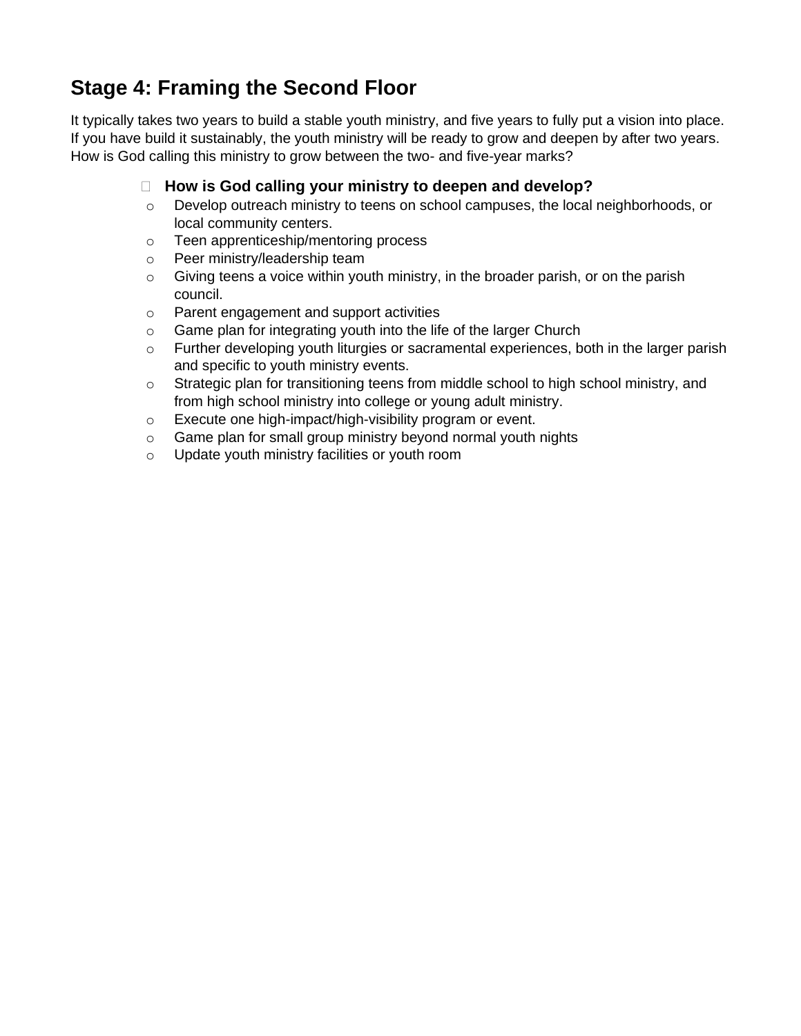## Stage 4: Framing the Second Floor

It typically takes two years to build a stable youth ministry, and five years to fully put a vision into place. If you have build it sustainably, the youth ministry will be ready to grow and deepen by after two years. How is God calling this ministry to grow between the two- and five-year marks?

- **How is God calling your ministry to deepen and develop?**
  - Develop outreach ministry to teens on school campuses, the local neighborhoods, or local community centers.
  - Teen apprenticeship/mentoring process
  - Peer ministry/leadership team
  - Giving teens a voice within youth ministry, in the broader parish, or on the parish council.
  - Parent engagement and support activities
  - Game plan for integrating youth into the life of the larger Church
  - Further developing youth liturgies or sacramental experiences, both in the larger parish and specific to youth ministry events.
  - Strategic plan for transitioning teens from middle school to high school ministry, and from high school ministry into college or young adult ministry.
  - Execute one high-impact/high-visibility program or event.
  - Game plan for small group ministry beyond normal youth nights
  - Update youth ministry facilities or youth room